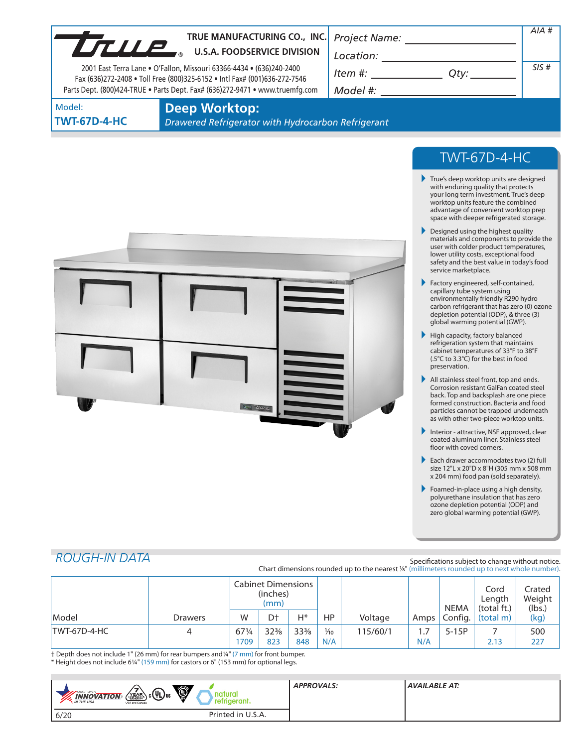**TRUE MANUFACTURING CO., INC.**
**U.S.A. FOODSERVICE DIVISION**

2001 East Terra Lane • O'Fallon, Missouri 63366-4434 • (636)240-2400
Fax (636)272-2408 • Toll Free (800)325-6152 • Intl Fax# (001)636-272-7546
Parts Dept. (800)424-TRUE • Parts Dept. Fax# (636)272-9471 • www.truemfg.com

Project Name: ______________________
Location: ______________________
Item #: ____________ Qty: ________
Model #: ______________________

AIA #

SIS #

Model:
**TWT-67D-4-HC**

# Deep Worktop:

*Drawered Refrigerator with Hydrocarbon Refrigerant*

## TWT-67D-4-HC

- True's deep worktop units are designed with enduring quality that protects your long term investment. True's deep worktop units feature the combined advantage of convenient worktop prep space with deeper refrigerated storage.
- Designed using the highest quality materials and components to provide the user with colder product temperatures, lower utility costs, exceptional food safety and the best value in today's food service marketplace.
- Factory engineered, self-contained, capillary tube system using environmentally friendly R290 hydro carbon refrigerant that has zero (0) ozone depletion potential (ODP), & three (3) global warming potential (GWP).
- High capacity, factory balanced refrigeration system that maintains cabinet temperatures of 33°F to 38°F (.5°C to 3.3°C) for the best in food preservation.
- All stainless steel front, top and ends. Corrosion resistant GalFan coated steel back. Top and backsplash are one piece formed construction. Bacteria and food particles cannot be trapped underneath as with other two-piece worktop units.
- Interior - attractive, NSF approved, clear coated aluminum liner. Stainless steel floor with coved corners.
- Each drawer accommodates two (2) full size 12"L x 20"D x 8"H (305 mm x 508 mm x 204 mm) food pan (sold separately).
- Foamed-in-place using a high density, polyurethane insulation that has zero ozone depletion potential (ODP) and zero global warming potential (GWP).

## ROUGH-IN DATA

Specifications subject to change without notice.
Chart dimensions rounded up to the nearest ⅛" (millimeters rounded up to next whole number).

| Model | Drawers | Cabinet Dimensions (inches) (mm) W | D† | H* | HP | Voltage | Amps | NEMA Config. | Cord Length (total ft.) (total m) | Crated Weight (lbs.) (kg) |
|---|---|---|---|---|---|---|---|---|---|---|
| TWT-67D-4-HC | 4 | 67¼ 1709 | 32⅜ 823 | 33⅜ 848 | ⅒ N/A | 115/60/1 | 1.7 N/A | 5-15P | 7 2.13 | 500 227 |

† Depth does not include 1" (26 mm) for rear bumpers and ¼" (7 mm) for front bumper.
* Height does not include 6¼" (159 mm) for castors or 6" (153 mm) for optional legs.

APPROVALS:

AVAILABLE AT:

6/20 Printed in U.S.A.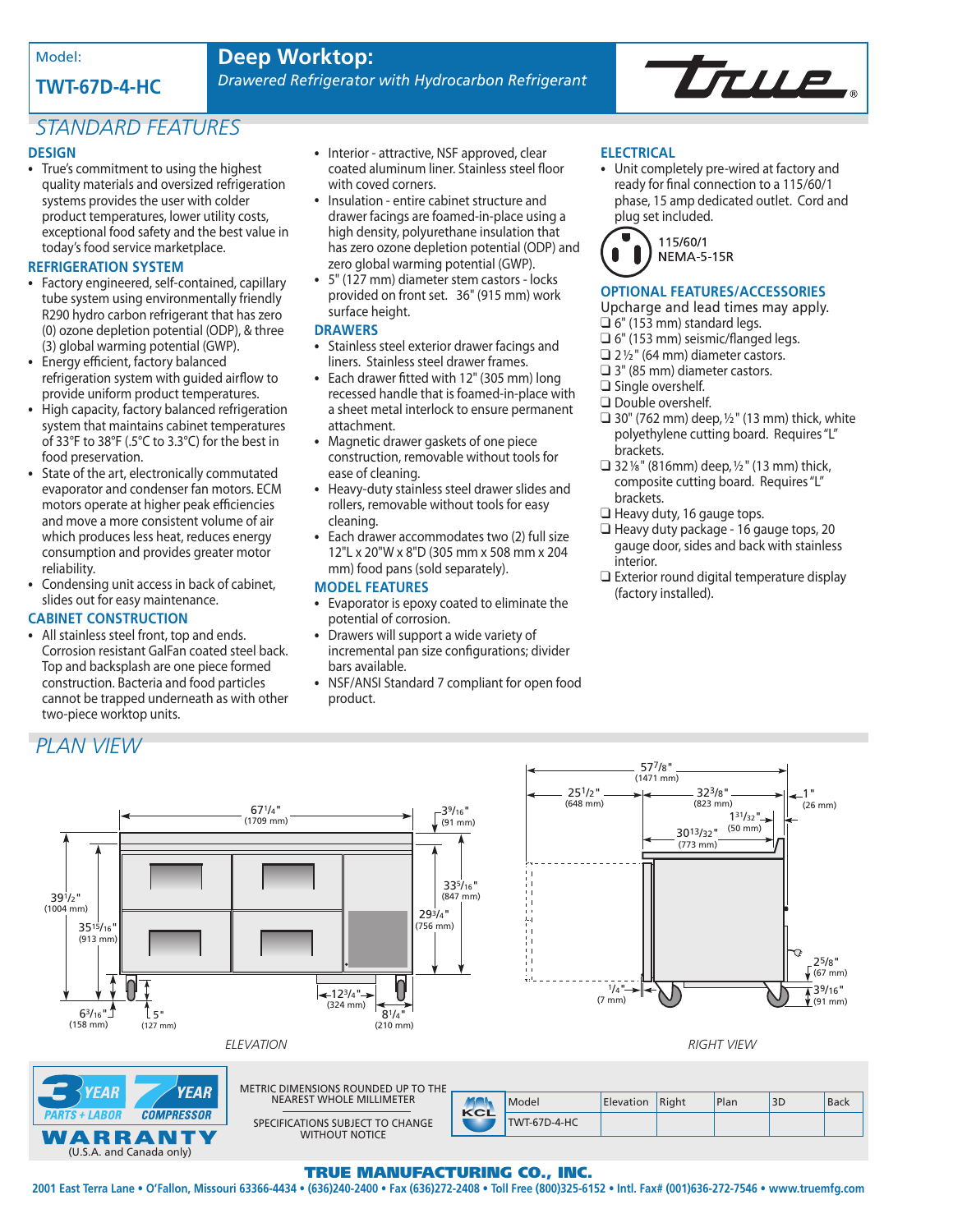Model:

**TWT-67D-4-HC**

# Deep Worktop:

*Drawered Refrigerator with Hydrocarbon Refrigerant*

## STANDARD FEATURES

### DESIGN

- True's commitment to using the highest quality materials and oversized refrigeration systems provides the user with colder product temperatures, lower utility costs, exceptional food safety and the best value in today's food service marketplace.

### REFRIGERATION SYSTEM

- Factory engineered, self-contained, capillary tube system using environmentally friendly R290 hydro carbon refrigerant that has zero (0) ozone depletion potential (ODP), & three (3) global warming potential (GWP).
- Energy efficient, factory balanced refrigeration system with guided airflow to provide uniform product temperatures.
- High capacity, factory balanced refrigeration system that maintains cabinet temperatures of 33°F to 38°F (.5°C to 3.3°C) for the best in food preservation.
- State of the art, electronically commutated evaporator and condenser fan motors. ECM motors operate at higher peak efficiencies and move a more consistent volume of air which produces less heat, reduces energy consumption and provides greater motor reliability.
- Condensing unit access in back of cabinet, slides out for easy maintenance.

### CABINET CONSTRUCTION

- All stainless steel front, top and ends. Corrosion resistant GalFan coated steel back. Top and backsplash are one piece formed construction. Bacteria and food particles cannot be trapped underneath as with other two-piece worktop units.
- Interior - attractive, NSF approved, clear coated aluminum liner. Stainless steel floor with coved corners.
- Insulation - entire cabinet structure and drawer facings are foamed-in-place using a high density, polyurethane insulation that has zero ozone depletion potential (ODP) and zero global warming potential (GWP).
- 5" (127 mm) diameter stem castors - locks provided on front set. 36" (915 mm) work surface height.

### DRAWERS

- Stainless steel exterior drawer facings and liners. Stainless steel drawer frames.
- Each drawer fitted with 12" (305 mm) long recessed handle that is foamed-in-place with a sheet metal interlock to ensure permanent attachment.
- Magnetic drawer gaskets of one piece construction, removable without tools for ease of cleaning.
- Heavy-duty stainless steel drawer slides and rollers, removable without tools for easy cleaning.
- Each drawer accommodates two (2) full size 12"L x 20"W x 8"D (305 mm x 508 mm x 204 mm) food pans (sold separately).

### MODEL FEATURES

- Evaporator is epoxy coated to eliminate the potential of corrosion.
- Drawers will support a wide variety of incremental pan size configurations; divider bars available.
- NSF/ANSI Standard 7 compliant for open food product.

### ELECTRICAL

- Unit completely pre-wired at factory and ready for final connection to a 115/60/1 phase, 15 amp dedicated outlet. Cord and plug set included.

115/60/1
NEMA-5-15R

### OPTIONAL FEATURES/ACCESSORIES

Upcharge and lead times may apply.

- ❑ 6" (153 mm) standard legs.
- ❑ 6" (153 mm) seismic/flanged legs.
- ❑ 2½" (64 mm) diameter castors.
- ❑ 3" (85 mm) diameter castors.
- ❑ Single overshelf.
- ❑ Double overshelf.
- ❑ 30" (762 mm) deep, ½" (13 mm) thick, white polyethylene cutting board. Requires "L" brackets.
- ❑ 32 ⅛" (816mm) deep, ½" (13 mm) thick, composite cutting board. Requires "L" brackets.
- ❑ Heavy duty, 16 gauge tops.
- ❑ Heavy duty package - 16 gauge tops, 20 gauge door, sides and back with stainless interior.
- ❑ Exterior round digital temperature display (factory installed).

## PLAN VIEW

67¼" (1709 mm)
3⁹⁄₁₆" (91 mm)
39½" (1004 mm)
35¹⁵⁄₁₆" (913 mm)
33⁵⁄₁₆" (847 mm)
29¾" (756 mm)
6³⁄₁₆" (158 mm)
5" (127 mm)
12¾" (324 mm)
8¼" (210 mm)

ELEVATION

57⅞" (1471 mm)
25½" (648 mm)
32⅜" (823 mm)
1" (26 mm)
1³¹⁄₃₂" (50 mm)
30¹³⁄₃₂" (773 mm)
2⅝" (67 mm)
¼" (7 mm)
3⁹⁄₁₆" (91 mm)

RIGHT VIEW

3 YEAR PARTS + LABOR
7 YEAR COMPRESSOR
WARRANTY
(U.S.A. and Canada only)

METRIC DIMENSIONS ROUNDED UP TO THE NEAREST WHOLE MILLIMETER

SPECIFICATIONS SUBJECT TO CHANGE WITHOUT NOTICE

| Model | Elevation | Right | Plan | 3D | Back |
|---|---|---|---|---|---|
| TWT-67D-4-HC | | | | | |

**TRUE MANUFACTURING CO., INC.**

2001 East Terra Lane • O'Fallon, Missouri 63366-4434 • (636)240-2400 • Fax (636)272-2408 • Toll Free (800)325-6152 • Intl. Fax# (001)636-272-7546 • www.truemfg.com